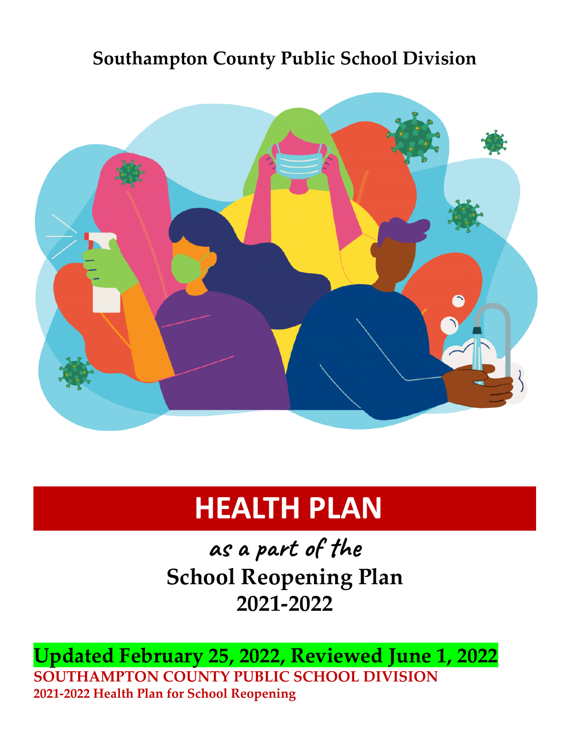**Southampton County Public School Division**

# HEALTH PLAN

*as a part of the*

**School Reopening Plan**
**2021-2022**

**Updated February 25, 2022, Reviewed June 1, 2022**

**SOUTHAMPTON COUNTY PUBLIC SCHOOL DIVISION**

**2021-2022 Health Plan for School Reopening**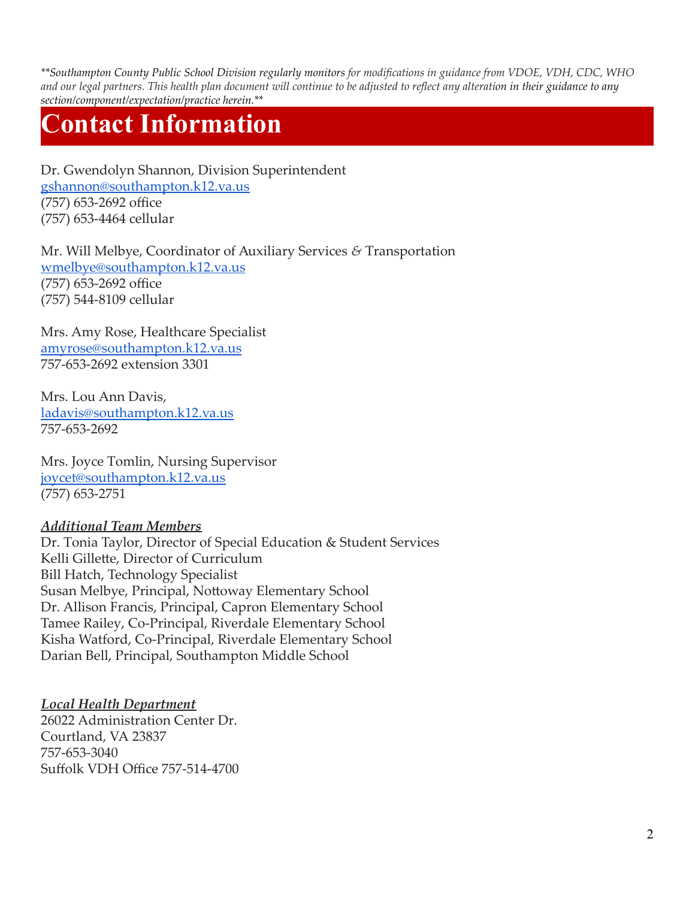*\*\*Southampton County Public School Division regularly monitors for modifications in guidance from VDOE, VDH, CDC, WHO and our legal partners. This health plan document will continue to be adjusted to reflect any alteration in their guidance to any section/component/expectation/practice herein.\*\**

# Contact Information

Dr. Gwendolyn Shannon, Division Superintendent
gshannon@southampton.k12.va.us
(757) 653-2692 office
(757) 653-4464 cellular

Mr. Will Melbye, Coordinator of Auxiliary Services & Transportation
wmelbye@southampton.k12.va.us
(757) 653-2692 office
(757) 544-8109 cellular

Mrs. Amy Rose, Healthcare Specialist
amyrose@southampton.k12.va.us
757-653-2692 extension 3301

Mrs. Lou Ann Davis,
ladavis@southampton.k12.va.us
757-653-2692

Mrs. Joyce Tomlin, Nursing Supervisor
joycet@southampton.k12.va.us
(757) 653-2751

***Additional Team Members***
Dr. Tonia Taylor, Director of Special Education & Student Services
Kelli Gillette, Director of Curriculum
Bill Hatch, Technology Specialist
Susan Melbye, Principal, Nottoway Elementary School
Dr. Allison Francis, Principal, Capron Elementary School
Tamee Railey, Co-Principal, Riverdale Elementary School
Kisha Watford, Co-Principal, Riverdale Elementary School
Darian Bell, Principal, Southampton Middle School

***Local Health Department***
26022 Administration Center Dr.
Courtland, VA 23837
757-653-3040
Suffolk VDH Office 757-514-4700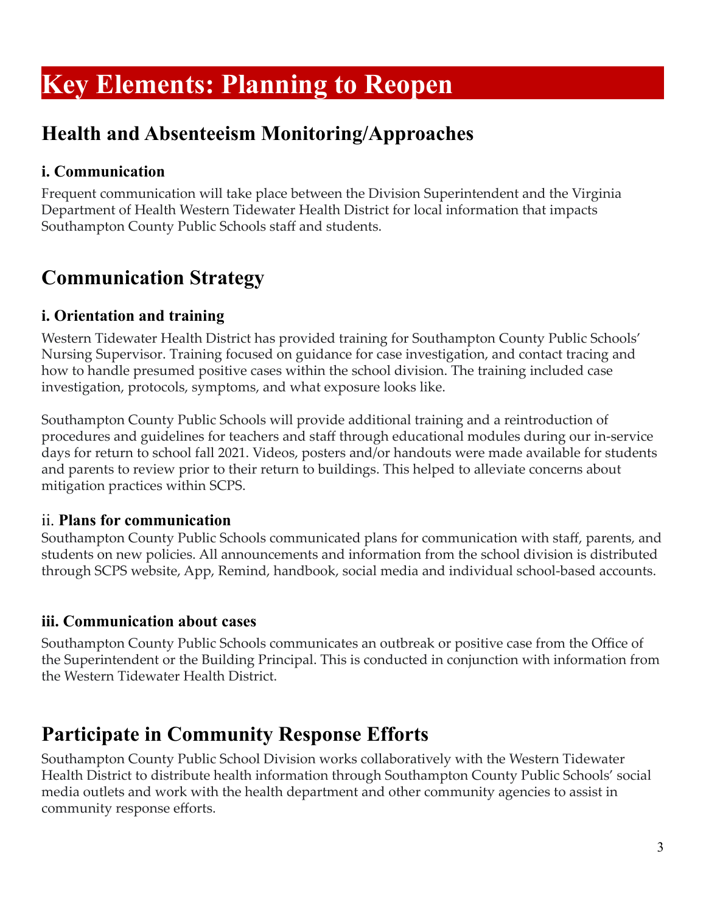# Key Elements: Planning to Reopen

## Health and Absenteeism Monitoring/Approaches

### i. Communication

Frequent communication will take place between the Division Superintendent and the Virginia Department of Health Western Tidewater Health District for local information that impacts Southampton County Public Schools staff and students.

## Communication Strategy

### i. Orientation and training

Western Tidewater Health District has provided training for Southampton County Public Schools' Nursing Supervisor. Training focused on guidance for case investigation, and contact tracing and how to handle presumed positive cases within the school division. The training included case investigation, protocols, symptoms, and what exposure looks like.

Southampton County Public Schools will provide additional training and a reintroduction of procedures and guidelines for teachers and staff through educational modules during our in-service days for return to school fall 2021. Videos, posters and/or handouts were made available for students and parents to review prior to their return to buildings. This helped to alleviate concerns about mitigation practices within SCPS.

### ii. Plans for communication

Southampton County Public Schools communicated plans for communication with staff, parents, and students on new policies. All announcements and information from the school division is distributed through SCPS website, App, Remind, handbook, social media and individual school-based accounts.

### iii. Communication about cases

Southampton County Public Schools communicates an outbreak or positive case from the Office of the Superintendent or the Building Principal. This is conducted in conjunction with information from the Western Tidewater Health District.

## Participate in Community Response Efforts

Southampton County Public School Division works collaboratively with the Western Tidewater Health District to distribute health information through Southampton County Public Schools' social media outlets and work with the health department and other community agencies to assist in community response efforts.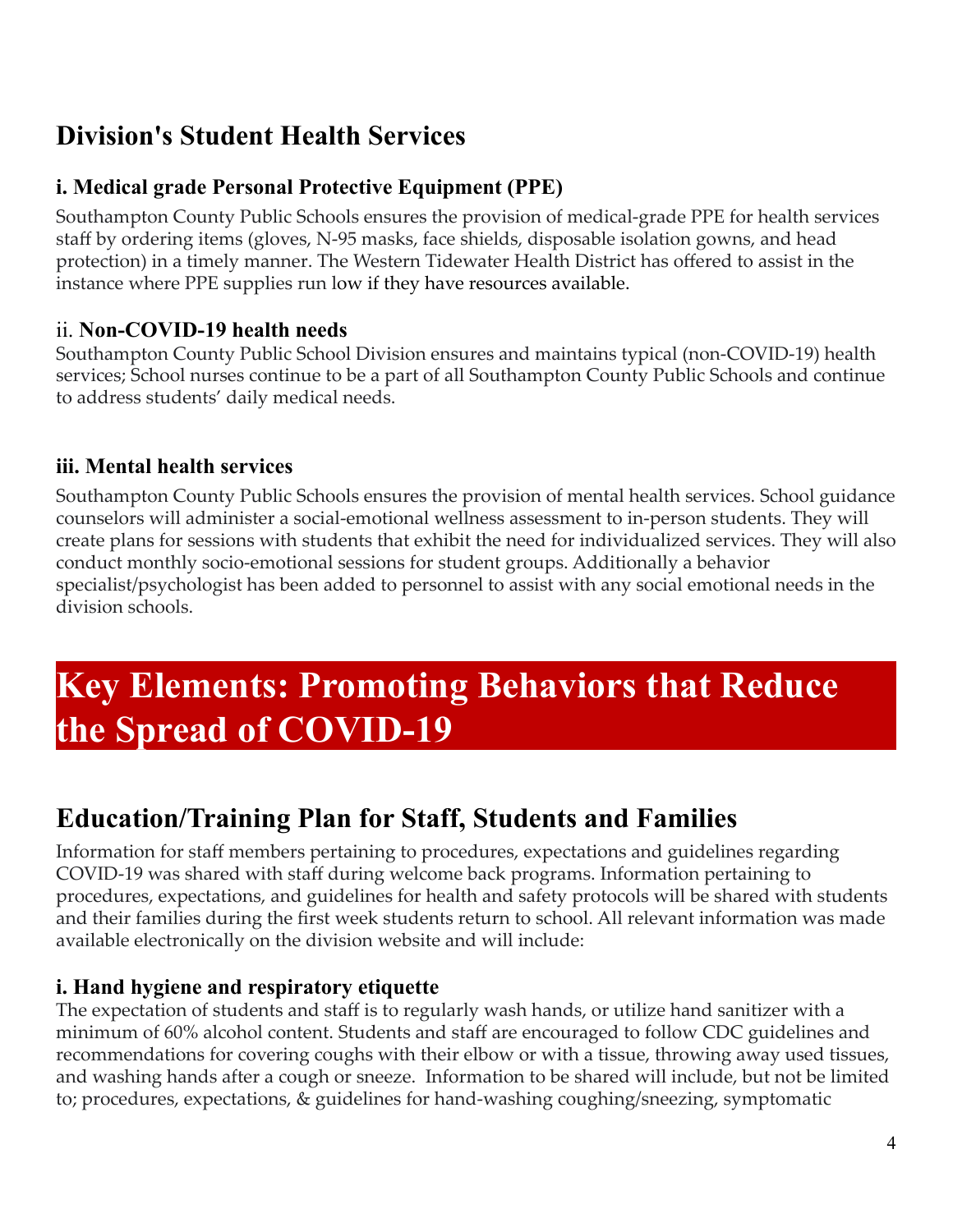## Division's Student Health Services

### i. Medical grade Personal Protective Equipment (PPE)

Southampton County Public Schools ensures the provision of medical-grade PPE for health services staff by ordering items (gloves, N-95 masks, face shields, disposable isolation gowns, and head protection) in a timely manner. The Western Tidewater Health District has offered to assist in the instance where PPE supplies run low if they have resources available.

### ii. Non-COVID-19 health needs

Southampton County Public School Division ensures and maintains typical (non-COVID-19) health services; School nurses continue to be a part of all Southampton County Public Schools and continue to address students' daily medical needs.

### iii. Mental health services

Southampton County Public Schools ensures the provision of mental health services. School guidance counselors will administer a social-emotional wellness assessment to in-person students. They will create plans for sessions with students that exhibit the need for individualized services. They will also conduct monthly socio-emotional sessions for student groups. Additionally a behavior specialist/psychologist has been added to personnel to assist with any social emotional needs in the division schools.

# Key Elements: Promoting Behaviors that Reduce the Spread of COVID-19

## Education/Training Plan for Staff, Students and Families

Information for staff members pertaining to procedures, expectations and guidelines regarding COVID-19 was shared with staff during welcome back programs. Information pertaining to procedures, expectations, and guidelines for health and safety protocols will be shared with students and their families during the first week students return to school. All relevant information was made available electronically on the division website and will include:

### i. Hand hygiene and respiratory etiquette

The expectation of students and staff is to regularly wash hands, or utilize hand sanitizer with a minimum of 60% alcohol content. Students and staff are encouraged to follow CDC guidelines and recommendations for covering coughs with their elbow or with a tissue, throwing away used tissues, and washing hands after a cough or sneeze. Information to be shared will include, but not be limited to; procedures, expectations, & guidelines for hand-washing coughing/sneezing, symptomatic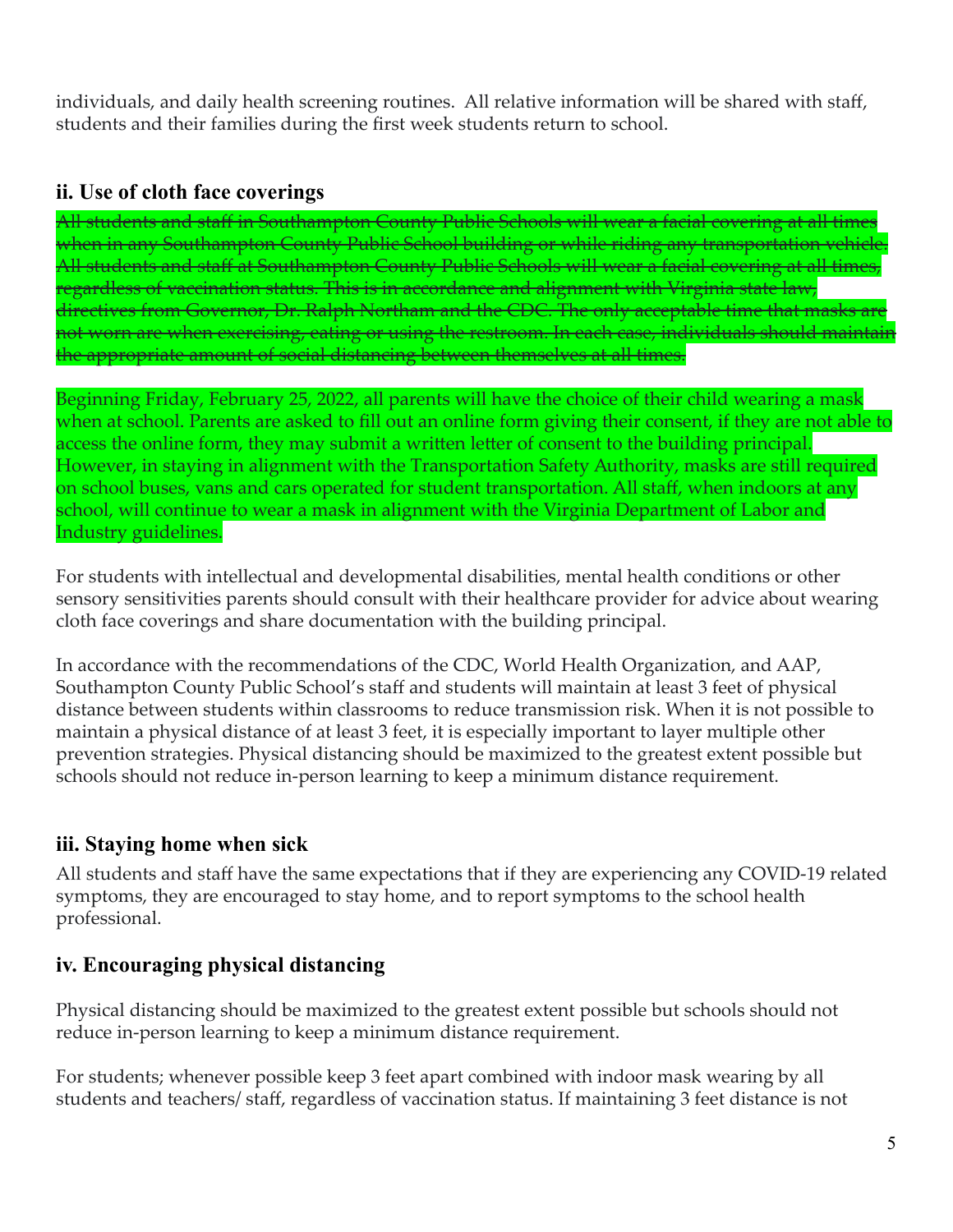individuals, and daily health screening routines. All relative information will be shared with staff, students and their families during the first week students return to school.

### ii. Use of cloth face coverings

~~All students and staff in Southampton County Public Schools will wear a facial covering at all times when in any Southampton County Public School building or while riding any transportation vehicle. All students and staff at Southampton County Public Schools will wear a facial covering at all times, regardless of vaccination status. This is in accordance and alignment with Virginia state law, directives from Governor, Dr. Ralph Northam and the CDC. The only acceptable time that masks are not worn are when exercising, eating or using the restroom. In each case, individuals should maintain the appropriate amount of social distancing between themselves at all times.~~

Beginning Friday, February 25, 2022, all parents will have the choice of their child wearing a mask when at school. Parents are asked to fill out an online form giving their consent, if they are not able to access the online form, they may submit a written letter of consent to the building principal. However, in staying in alignment with the Transportation Safety Authority, masks are still required on school buses, vans and cars operated for student transportation. All staff, when indoors at any school, will continue to wear a mask in alignment with the Virginia Department of Labor and Industry guidelines.

For students with intellectual and developmental disabilities, mental health conditions or other sensory sensitivities parents should consult with their healthcare provider for advice about wearing cloth face coverings and share documentation with the building principal.

In accordance with the recommendations of the CDC, World Health Organization, and AAP, Southampton County Public School's staff and students will maintain at least 3 feet of physical distance between students within classrooms to reduce transmission risk. When it is not possible to maintain a physical distance of at least 3 feet, it is especially important to layer multiple other prevention strategies. Physical distancing should be maximized to the greatest extent possible but schools should not reduce in-person learning to keep a minimum distance requirement.

### iii. Staying home when sick

All students and staff have the same expectations that if they are experiencing any COVID-19 related symptoms, they are encouraged to stay home, and to report symptoms to the school health professional.

### iv. Encouraging physical distancing

Physical distancing should be maximized to the greatest extent possible but schools should not reduce in-person learning to keep a minimum distance requirement.

For students; whenever possible keep 3 feet apart combined with indoor mask wearing by all students and teachers/ staff, regardless of vaccination status. If maintaining 3 feet distance is not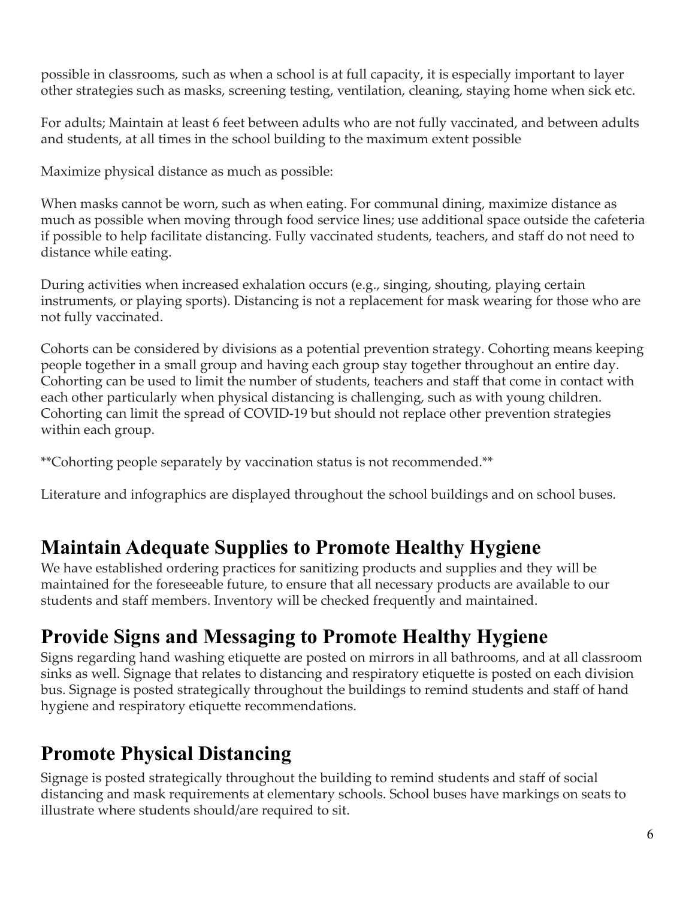possible in classrooms, such as when a school is at full capacity, it is especially important to layer other strategies such as masks, screening testing, ventilation, cleaning, staying home when sick etc.

For adults; Maintain at least 6 feet between adults who are not fully vaccinated, and between adults and students, at all times in the school building to the maximum extent possible

Maximize physical distance as much as possible:

When masks cannot be worn, such as when eating. For communal dining, maximize distance as much as possible when moving through food service lines; use additional space outside the cafeteria if possible to help facilitate distancing. Fully vaccinated students, teachers, and staff do not need to distance while eating.

During activities when increased exhalation occurs (e.g., singing, shouting, playing certain instruments, or playing sports). Distancing is not a replacement for mask wearing for those who are not fully vaccinated.

Cohorts can be considered by divisions as a potential prevention strategy. Cohorting means keeping people together in a small group and having each group stay together throughout an entire day. Cohorting can be used to limit the number of students, teachers and staff that come in contact with each other particularly when physical distancing is challenging, such as with young children. Cohorting can limit the spread of COVID-19 but should not replace other prevention strategies within each group.

**Cohorting people separately by vaccination status is not recommended.**

Literature and infographics are displayed throughout the school buildings and on school buses.

## Maintain Adequate Supplies to Promote Healthy Hygiene

We have established ordering practices for sanitizing products and supplies and they will be maintained for the foreseeable future, to ensure that all necessary products are available to our students and staff members. Inventory will be checked frequently and maintained.

## Provide Signs and Messaging to Promote Healthy Hygiene

Signs regarding hand washing etiquette are posted on mirrors in all bathrooms, and at all classroom sinks as well. Signage that relates to distancing and respiratory etiquette is posted on each division bus. Signage is posted strategically throughout the buildings to remind students and staff of hand hygiene and respiratory etiquette recommendations.

## Promote Physical Distancing

Signage is posted strategically throughout the building to remind students and staff of social distancing and mask requirements at elementary schools. School buses have markings on seats to illustrate where students should/are required to sit.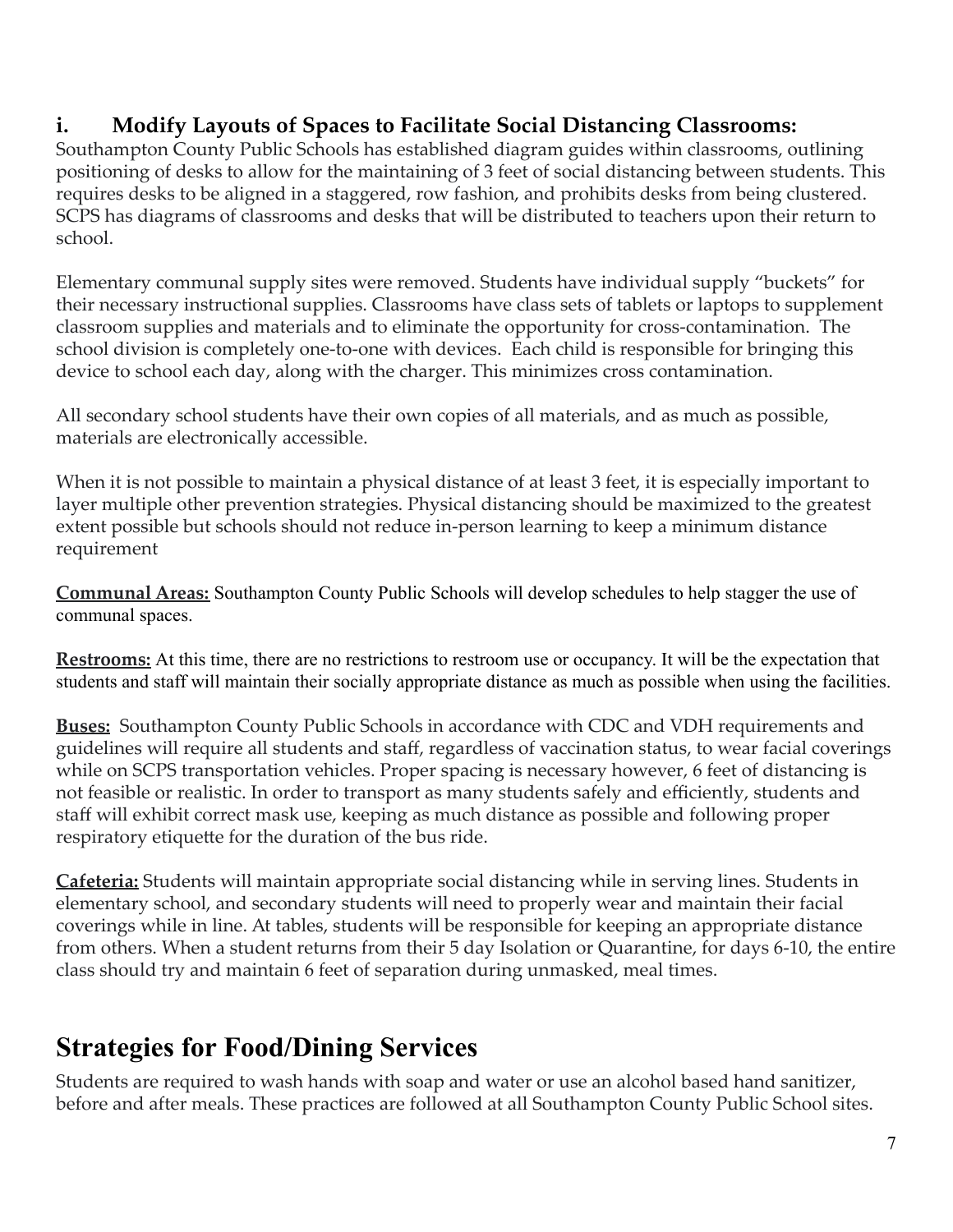### i. Modify Layouts of Spaces to Facilitate Social Distancing Classrooms:

Southampton County Public Schools has established diagram guides within classrooms, outlining positioning of desks to allow for the maintaining of 3 feet of social distancing between students. This requires desks to be aligned in a staggered, row fashion, and prohibits desks from being clustered. SCPS has diagrams of classrooms and desks that will be distributed to teachers upon their return to school.

Elementary communal supply sites were removed. Students have individual supply "buckets" for their necessary instructional supplies. Classrooms have class sets of tablets or laptops to supplement classroom supplies and materials and to eliminate the opportunity for cross-contamination. The school division is completely one-to-one with devices. Each child is responsible for bringing this device to school each day, along with the charger. This minimizes cross contamination.

All secondary school students have their own copies of all materials, and as much as possible, materials are electronically accessible.

When it is not possible to maintain a physical distance of at least 3 feet, it is especially important to layer multiple other prevention strategies. Physical distancing should be maximized to the greatest extent possible but schools should not reduce in-person learning to keep a minimum distance requirement

**Communal Areas:** Southampton County Public Schools will develop schedules to help stagger the use of communal spaces.

**Restrooms:** At this time, there are no restrictions to restroom use or occupancy. It will be the expectation that students and staff will maintain their socially appropriate distance as much as possible when using the facilities.

**Buses:** Southampton County Public Schools in accordance with CDC and VDH requirements and guidelines will require all students and staff, regardless of vaccination status, to wear facial coverings while on SCPS transportation vehicles. Proper spacing is necessary however, 6 feet of distancing is not feasible or realistic. In order to transport as many students safely and efficiently, students and staff will exhibit correct mask use, keeping as much distance as possible and following proper respiratory etiquette for the duration of the bus ride.

**Cafeteria:** Students will maintain appropriate social distancing while in serving lines. Students in elementary school, and secondary students will need to properly wear and maintain their facial coverings while in line. At tables, students will be responsible for keeping an appropriate distance from others. When a student returns from their 5 day Isolation or Quarantine, for days 6-10, the entire class should try and maintain 6 feet of separation during unmasked, meal times.

## Strategies for Food/Dining Services

Students are required to wash hands with soap and water or use an alcohol based hand sanitizer, before and after meals. These practices are followed at all Southampton County Public School sites.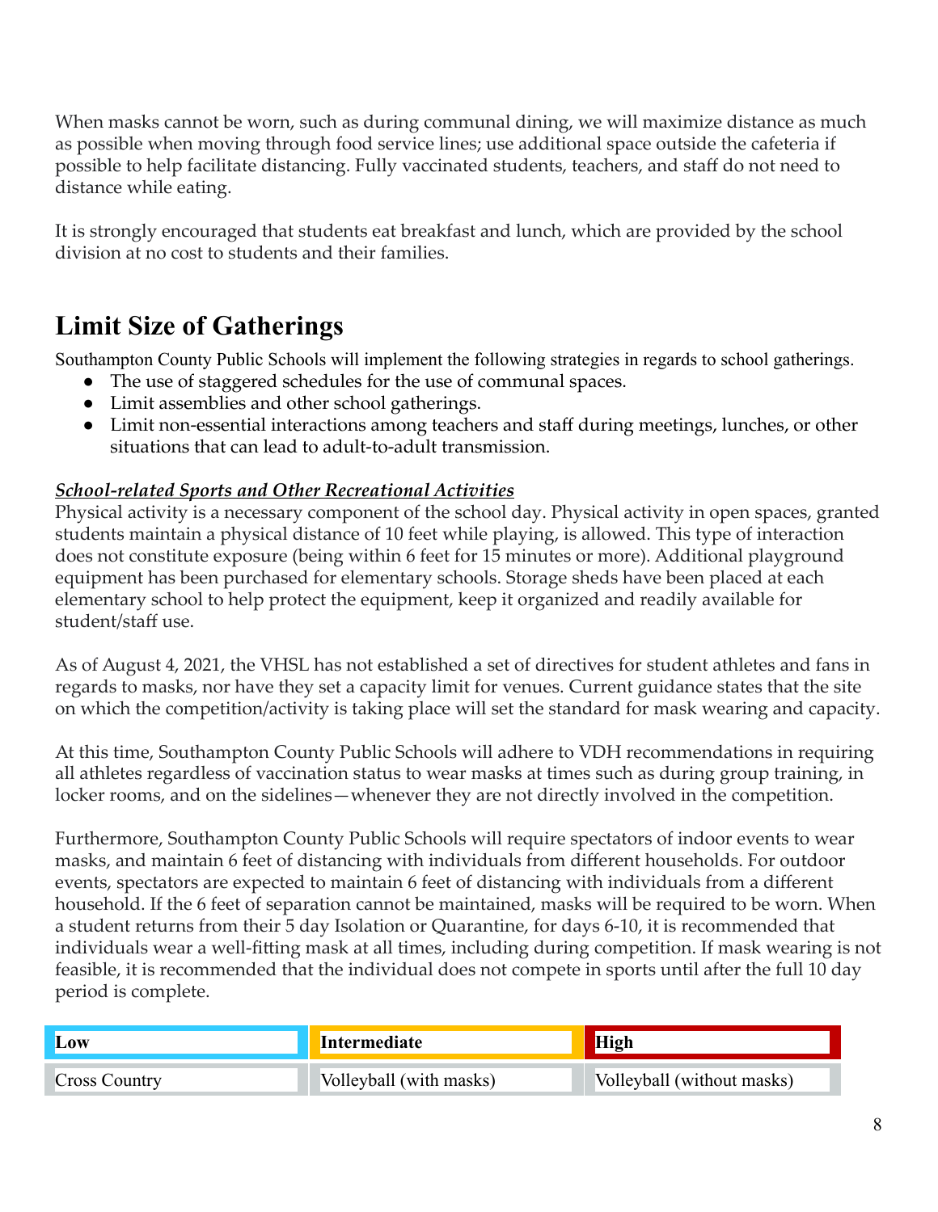When masks cannot be worn, such as during communal dining, we will maximize distance as much as possible when moving through food service lines; use additional space outside the cafeteria if possible to help facilitate distancing. Fully vaccinated students, teachers, and staff do not need to distance while eating.

It is strongly encouraged that students eat breakfast and lunch, which are provided by the school division at no cost to students and their families.

## Limit Size of Gatherings

Southampton County Public Schools will implement the following strategies in regards to school gatherings.

- The use of staggered schedules for the use of communal spaces.
- Limit assemblies and other school gatherings.
- Limit non-essential interactions among teachers and staff during meetings, lunches, or other situations that can lead to adult-to-adult transmission.

***School-related Sports and Other Recreational Activities***

Physical activity is a necessary component of the school day. Physical activity in open spaces, granted students maintain a physical distance of 10 feet while playing, is allowed. This type of interaction does not constitute exposure (being within 6 feet for 15 minutes or more). Additional playground equipment has been purchased for elementary schools. Storage sheds have been placed at each elementary school to help protect the equipment, keep it organized and readily available for student/staff use.

As of August 4, 2021, the VHSL has not established a set of directives for student athletes and fans in regards to masks, nor have they set a capacity limit for venues. Current guidance states that the site on which the competition/activity is taking place will set the standard for mask wearing and capacity.

At this time, Southampton County Public Schools will adhere to VDH recommendations in requiring all athletes regardless of vaccination status to wear masks at times such as during group training, in locker rooms, and on the sidelines—whenever they are not directly involved in the competition.

Furthermore, Southampton County Public Schools will require spectators of indoor events to wear masks, and maintain 6 feet of distancing with individuals from different households. For outdoor events, spectators are expected to maintain 6 feet of distancing with individuals from a different household. If the 6 feet of separation cannot be maintained, masks will be required to be worn. When a student returns from their 5 day Isolation or Quarantine, for days 6-10, it is recommended that individuals wear a well-fitting mask at all times, including during competition. If mask wearing is not feasible, it is recommended that the individual does not compete in sports until after the full 10 day period is complete.

| Low | Intermediate | High |
|---|---|---|
| Cross Country | Volleyball (with masks) | Volleyball (without masks) |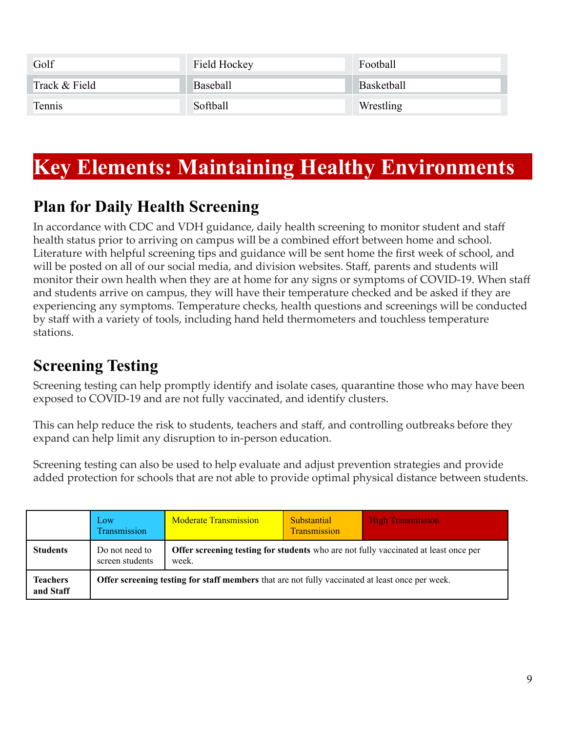| Golf | Field Hockey | Football |
|---|---|---|
| Track & Field | Baseball | Basketball |
| Tennis | Softball | Wrestling |

# Key Elements: Maintaining Healthy Environments

## Plan for Daily Health Screening

In accordance with CDC and VDH guidance, daily health screening to monitor student and staff health status prior to arriving on campus will be a combined effort between home and school. Literature with helpful screening tips and guidance will be sent home the first week of school, and will be posted on all of our social media, and division websites. Staff, parents and students will monitor their own health when they are at home for any signs or symptoms of COVID-19. When staff and students arrive on campus, they will have their temperature checked and be asked if they are experiencing any symptoms. Temperature checks, health questions and screenings will be conducted by staff with a variety of tools, including hand held thermometers and touchless temperature stations.

## Screening Testing

Screening testing can help promptly identify and isolate cases, quarantine those who may have been exposed to COVID-19 and are not fully vaccinated, and identify clusters.

This can help reduce the risk to students, teachers and staff, and controlling outbreaks before they expand can help limit any disruption to in-person education.

Screening testing can also be used to help evaluate and adjust prevention strategies and provide added protection for schools that are not able to provide optimal physical distance between students.

| | Low Transmission | Moderate Transmission | Substantial Transmission | High Transmission |
|---|---|---|---|---|
| **Students** | Do not need to screen students | **Offer screening testing for students** who are not fully vaccinated at least once per week. | | |
| **Teachers and Staff** | **Offer screening testing for staff members** that are not fully vaccinated at least once per week. | | | |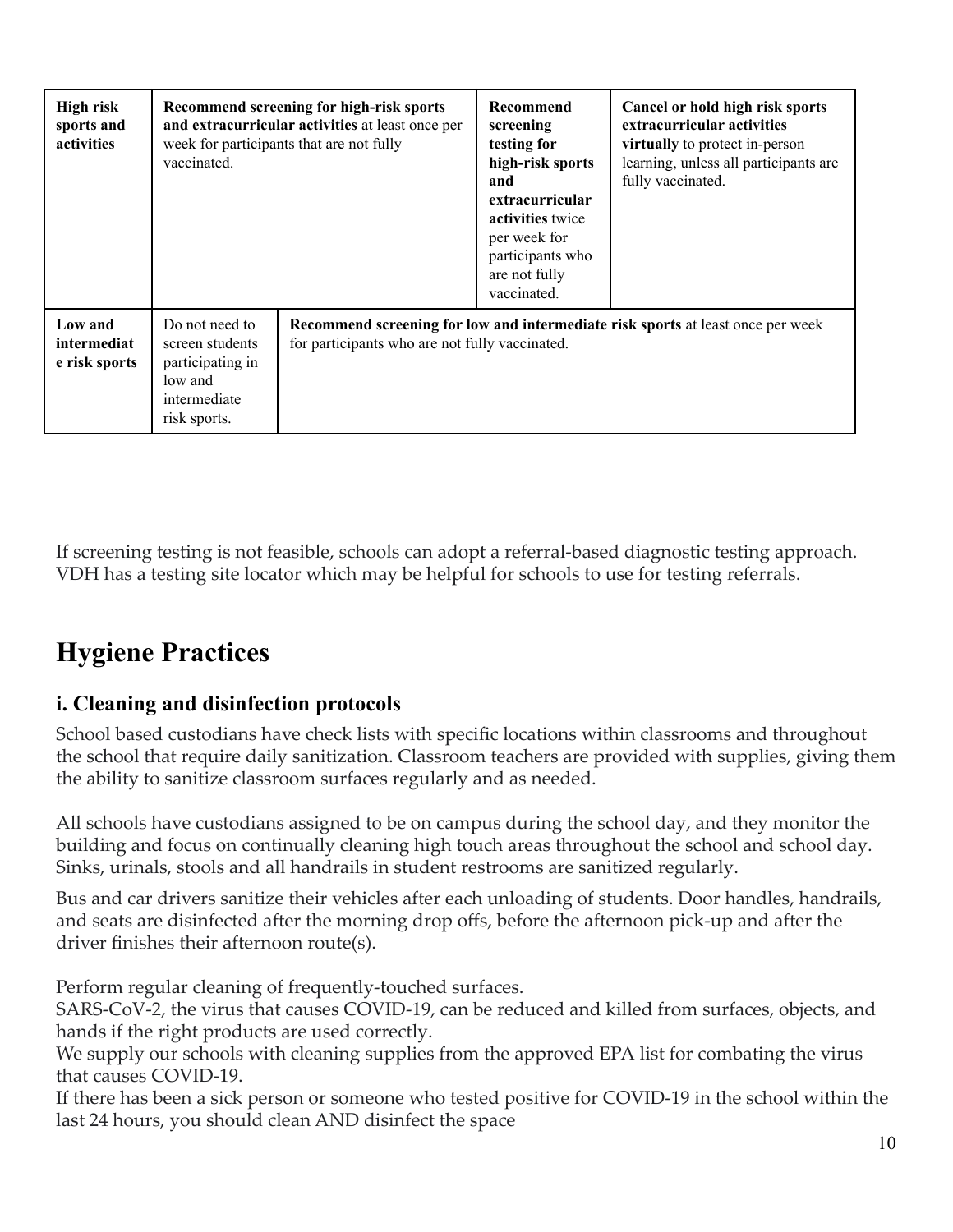| High risk sports and activities | **Recommend screening for high-risk sports and extracurricular activities** at least once per week for participants that are not fully vaccinated. | | **Recommend screening testing for high-risk sports and extracurricular activities** twice per week for participants who are not fully vaccinated. | **Cancel or hold high risk sports extracurricular activities virtually** to protect in-person learning, unless all participants are fully vaccinated. |
|---|---|---|---|---|
| **Low and intermediate risk sports** | Do not need to screen students participating in low and intermediate risk sports. | **Recommend screening for low and intermediate risk sports** at least once per week for participants who are not fully vaccinated. | | |

If screening testing is not feasible, schools can adopt a referral-based diagnostic testing approach. VDH has a testing site locator which may be helpful for schools to use for testing referrals.

# Hygiene Practices

## i. Cleaning and disinfection protocols

School based custodians have check lists with specific locations within classrooms and throughout the school that require daily sanitization. Classroom teachers are provided with supplies, giving them the ability to sanitize classroom surfaces regularly and as needed.

All schools have custodians assigned to be on campus during the school day, and they monitor the building and focus on continually cleaning high touch areas throughout the school and school day. Sinks, urinals, stools and all handrails in student restrooms are sanitized regularly.

Bus and car drivers sanitize their vehicles after each unloading of students. Door handles, handrails, and seats are disinfected after the morning drop offs, before the afternoon pick-up and after the driver finishes their afternoon route(s).

Perform regular cleaning of frequently-touched surfaces.
SARS-CoV-2, the virus that causes COVID-19, can be reduced and killed from surfaces, objects, and hands if the right products are used correctly.
We supply our schools with cleaning supplies from the approved EPA list for combating the virus that causes COVID-19.
If there has been a sick person or someone who tested positive for COVID-19 in the school within the last 24 hours, you should clean AND disinfect the space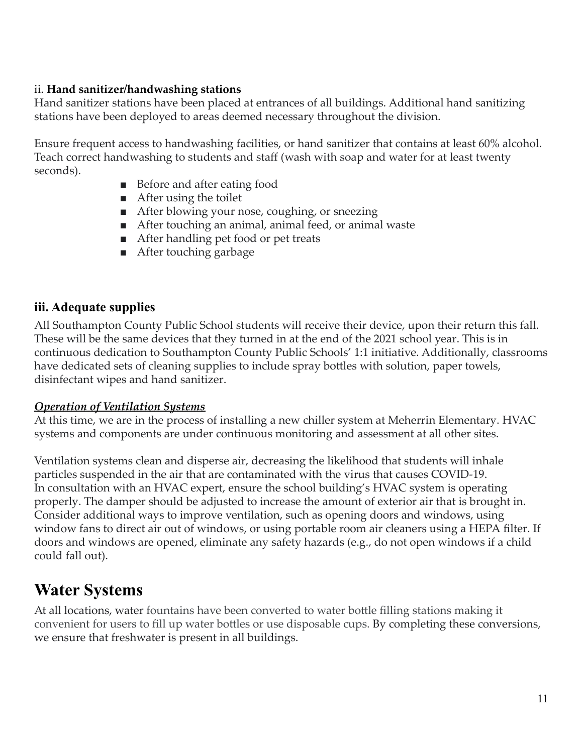ii. **Hand sanitizer/handwashing stations**

Hand sanitizer stations have been placed at entrances of all buildings. Additional hand sanitizing stations have been deployed to areas deemed necessary throughout the division.

Ensure frequent access to handwashing facilities, or hand sanitizer that contains at least 60% alcohol. Teach correct handwashing to students and staff (wash with soap and water for at least twenty seconds).

- Before and after eating food
- After using the toilet
- After blowing your nose, coughing, or sneezing
- After touching an animal, animal feed, or animal waste
- After handling pet food or pet treats
- After touching garbage

### iii. Adequate supplies

All Southampton County Public School students will receive their device, upon their return this fall. These will be the same devices that they turned in at the end of the 2021 school year. This is in continuous dedication to Southampton County Public Schools' 1:1 initiative. Additionally, classrooms have dedicated sets of cleaning supplies to include spray bottles with solution, paper towels, disinfectant wipes and hand sanitizer.

***Operation of Ventilation Systems***

At this time, we are in the process of installing a new chiller system at Meherrin Elementary. HVAC systems and components are under continuous monitoring and assessment at all other sites.

Ventilation systems clean and disperse air, decreasing the likelihood that students will inhale particles suspended in the air that are contaminated with the virus that causes COVID-19. In consultation with an HVAC expert, ensure the school building's HVAC system is operating properly. The damper should be adjusted to increase the amount of exterior air that is brought in. Consider additional ways to improve ventilation, such as opening doors and windows, using window fans to direct air out of windows, or using portable room air cleaners using a HEPA filter. If doors and windows are opened, eliminate any safety hazards (e.g., do not open windows if a child could fall out).

## Water Systems

At all locations, water fountains have been converted to water bottle filling stations making it convenient for users to fill up water bottles or use disposable cups. By completing these conversions, we ensure that freshwater is present in all buildings.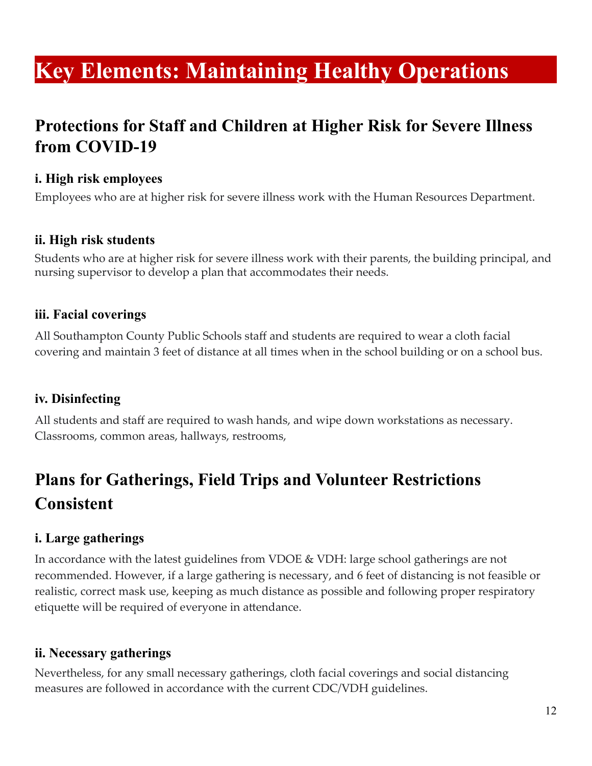# Key Elements: Maintaining Healthy Operations

## Protections for Staff and Children at Higher Risk for Severe Illness from COVID-19

### i. High risk employees

Employees who are at higher risk for severe illness work with the Human Resources Department.

### ii. High risk students

Students who are at higher risk for severe illness work with their parents, the building principal, and nursing supervisor to develop a plan that accommodates their needs.

### iii. Facial coverings

All Southampton County Public Schools staff and students are required to wear a cloth facial covering and maintain 3 feet of distance at all times when in the school building or on a school bus.

### iv. Disinfecting

All students and staff are required to wash hands, and wipe down workstations as necessary. Classrooms, common areas, hallways, restrooms,

## Plans for Gatherings, Field Trips and Volunteer Restrictions Consistent

### i. Large gatherings

In accordance with the latest guidelines from VDOE & VDH: large school gatherings are not recommended. However, if a large gathering is necessary, and 6 feet of distancing is not feasible or realistic, correct mask use, keeping as much distance as possible and following proper respiratory etiquette will be required of everyone in attendance.

### ii. Necessary gatherings

Nevertheless, for any small necessary gatherings, cloth facial coverings and social distancing measures are followed in accordance with the current CDC/VDH guidelines.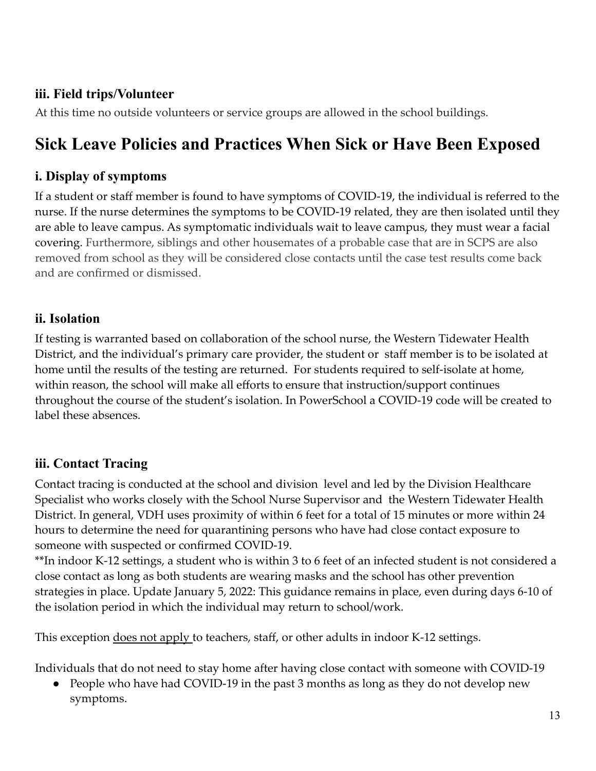### iii. Field trips/Volunteer

At this time no outside volunteers or service groups are allowed in the school buildings.

## Sick Leave Policies and Practices When Sick or Have Been Exposed

### i. Display of symptoms

If a student or staff member is found to have symptoms of COVID-19, the individual is referred to the nurse. If the nurse determines the symptoms to be COVID-19 related, they are then isolated until they are able to leave campus. As symptomatic individuals wait to leave campus, they must wear a facial covering. Furthermore, siblings and other housemates of a probable case that are in SCPS are also removed from school as they will be considered close contacts until the case test results come back and are confirmed or dismissed.

### ii. Isolation

If testing is warranted based on collaboration of the school nurse, the Western Tidewater Health District, and the individual's primary care provider, the student or staff member is to be isolated at home until the results of the testing are returned. For students required to self-isolate at home, within reason, the school will make all efforts to ensure that instruction/support continues throughout the course of the student's isolation. In PowerSchool a COVID-19 code will be created to label these absences.

### iii. Contact Tracing

Contact tracing is conducted at the school and division level and led by the Division Healthcare Specialist who works closely with the School Nurse Supervisor and the Western Tidewater Health District. In general, VDH uses proximity of within 6 feet for a total of 15 minutes or more within 24 hours to determine the need for quarantining persons who have had close contact exposure to someone with suspected or confirmed COVID-19.
**In indoor K-12 settings, a student who is within 3 to 6 feet of an infected student is not considered a close contact as long as both students are wearing masks and the school has other prevention strategies in place. Update January 5, 2022: This guidance remains in place, even during days 6-10 of the isolation period in which the individual may return to school/work.

This exception <u>does not apply</u> to teachers, staff, or other adults in indoor K-12 settings.

Individuals that do not need to stay home after having close contact with someone with COVID-19

- People who have had COVID-19 in the past 3 months as long as they do not develop new symptoms.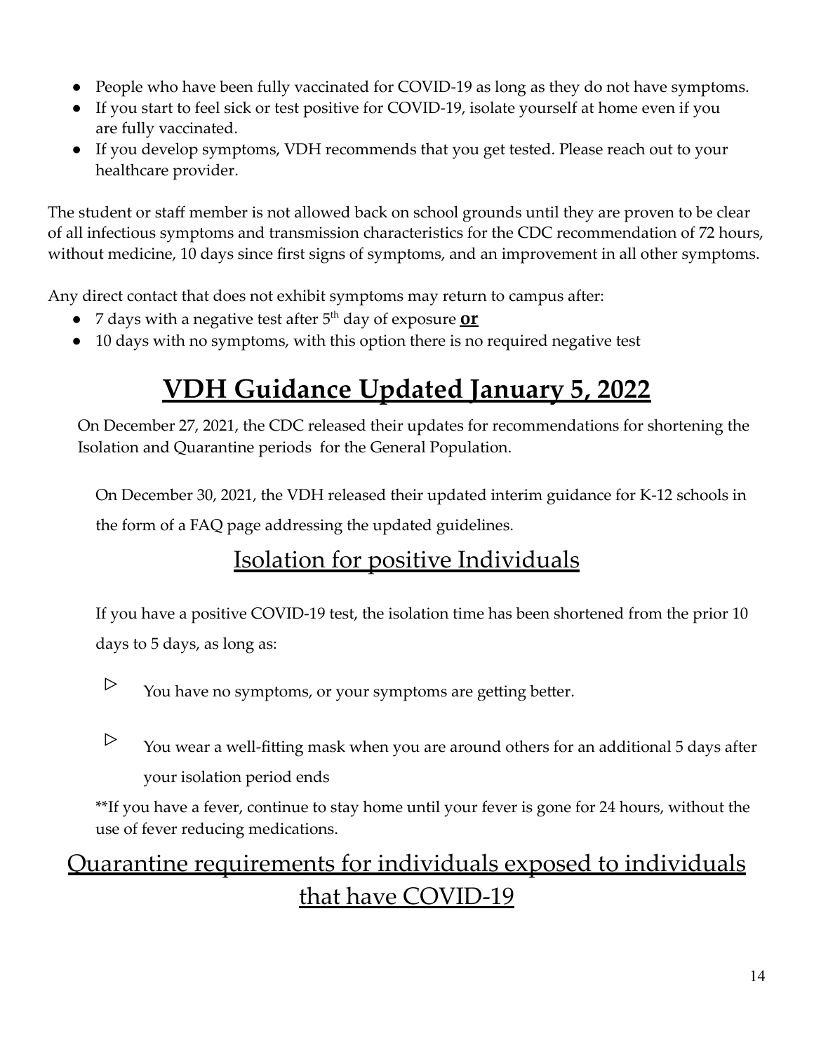- People who have been fully vaccinated for COVID-19 as long as they do not have symptoms.
- If you start to feel sick or test positive for COVID-19, isolate yourself at home even if you are fully vaccinated.
- If you develop symptoms, VDH recommends that you get tested. Please reach out to your healthcare provider.

The student or staff member is not allowed back on school grounds until they are proven to be clear of all infectious symptoms and transmission characteristics for the CDC recommendation of 72 hours, without medicine, 10 days since first signs of symptoms, and an improvement in all other symptoms.

Any direct contact that does not exhibit symptoms may return to campus after:

- 7 days with a negative test after 5th day of exposure **or**
- 10 days with no symptoms, with this option there is no required negative test

# VDH Guidance Updated January 5, 2022

On December 27, 2021, the CDC released their updates for recommendations for shortening the Isolation and Quarantine periods for the General Population.

On December 30, 2021, the VDH released their updated interim guidance for K-12 schools in the form of a FAQ page addressing the updated guidelines.

## Isolation for positive Individuals

If you have a positive COVID-19 test, the isolation time has been shortened from the prior 10 days to 5 days, as long as:

- ▷ You have no symptoms, or your symptoms are getting better.
- ▷ You wear a well-fitting mask when you are around others for an additional 5 days after your isolation period ends

**If you have a fever, continue to stay home until your fever is gone for 24 hours, without the use of fever reducing medications.

## Quarantine requirements for individuals exposed to individuals that have COVID-19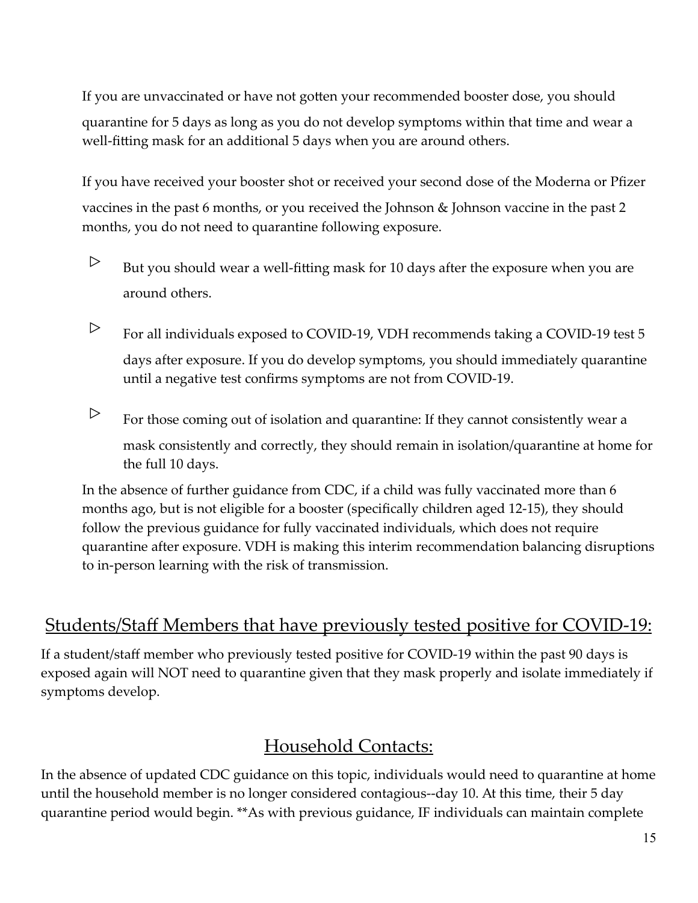If you are unvaccinated or have not gotten your recommended booster dose, you should quarantine for 5 days as long as you do not develop symptoms within that time and wear a well-fitting mask for an additional 5 days when you are around others.

If you have received your booster shot or received your second dose of the Moderna or Pfizer vaccines in the past 6 months, or you received the Johnson & Johnson vaccine in the past 2 months, you do not need to quarantine following exposure.

- But you should wear a well-fitting mask for 10 days after the exposure when you are around others.
- For all individuals exposed to COVID-19, VDH recommends taking a COVID-19 test 5 days after exposure. If you do develop symptoms, you should immediately quarantine until a negative test confirms symptoms are not from COVID-19.
- For those coming out of isolation and quarantine: If they cannot consistently wear a mask consistently and correctly, they should remain in isolation/quarantine at home for the full 10 days.

In the absence of further guidance from CDC, if a child was fully vaccinated more than 6 months ago, but is not eligible for a booster (specifically children aged 12-15), they should follow the previous guidance for fully vaccinated individuals, which does not require quarantine after exposure. VDH is making this interim recommendation balancing disruptions to in-person learning with the risk of transmission.

## Students/Staff Members that have previously tested positive for COVID-19:

If a student/staff member who previously tested positive for COVID-19 within the past 90 days is exposed again will NOT need to quarantine given that they mask properly and isolate immediately if symptoms develop.

## Household Contacts:

In the absence of updated CDC guidance on this topic, individuals would need to quarantine at home until the household member is no longer considered contagious--day 10. At this time, their 5 day quarantine period would begin. **As with previous guidance, IF individuals can maintain complete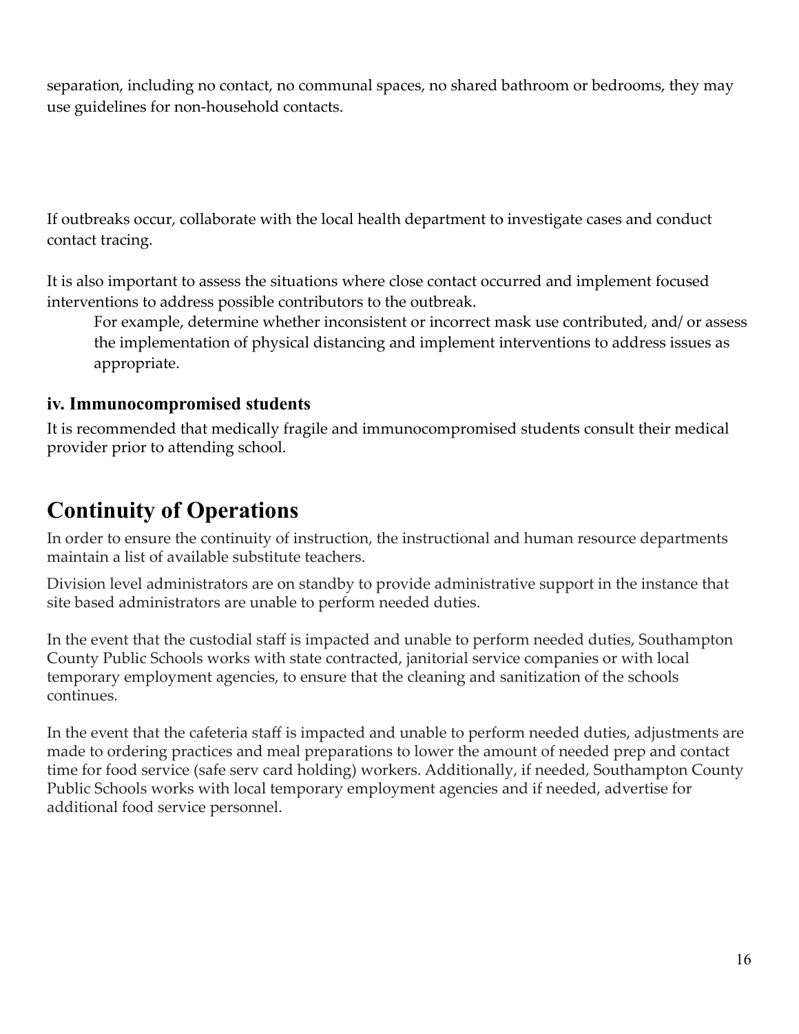separation, including no contact, no communal spaces, no shared bathroom or bedrooms, they may use guidelines for non-household contacts.

If outbreaks occur, collaborate with the local health department to investigate cases and conduct contact tracing.

It is also important to assess the situations where close contact occurred and implement focused interventions to address possible contributors to the outbreak.

> For example, determine whether inconsistent or incorrect mask use contributed, and/ or assess the implementation of physical distancing and implement interventions to address issues as appropriate.

### iv. Immunocompromised students

It is recommended that medically fragile and immunocompromised students consult their medical provider prior to attending school.

## Continuity of Operations

In order to ensure the continuity of instruction, the instructional and human resource departments maintain a list of available substitute teachers.

Division level administrators are on standby to provide administrative support in the instance that site based administrators are unable to perform needed duties.

In the event that the custodial staff is impacted and unable to perform needed duties, Southampton County Public Schools works with state contracted, janitorial service companies or with local temporary employment agencies, to ensure that the cleaning and sanitization of the schools continues.

In the event that the cafeteria staff is impacted and unable to perform needed duties, adjustments are made to ordering practices and meal preparations to lower the amount of needed prep and contact time for food service (safe serv card holding) workers. Additionally, if needed, Southampton County Public Schools works with local temporary employment agencies and if needed, advertise for additional food service personnel.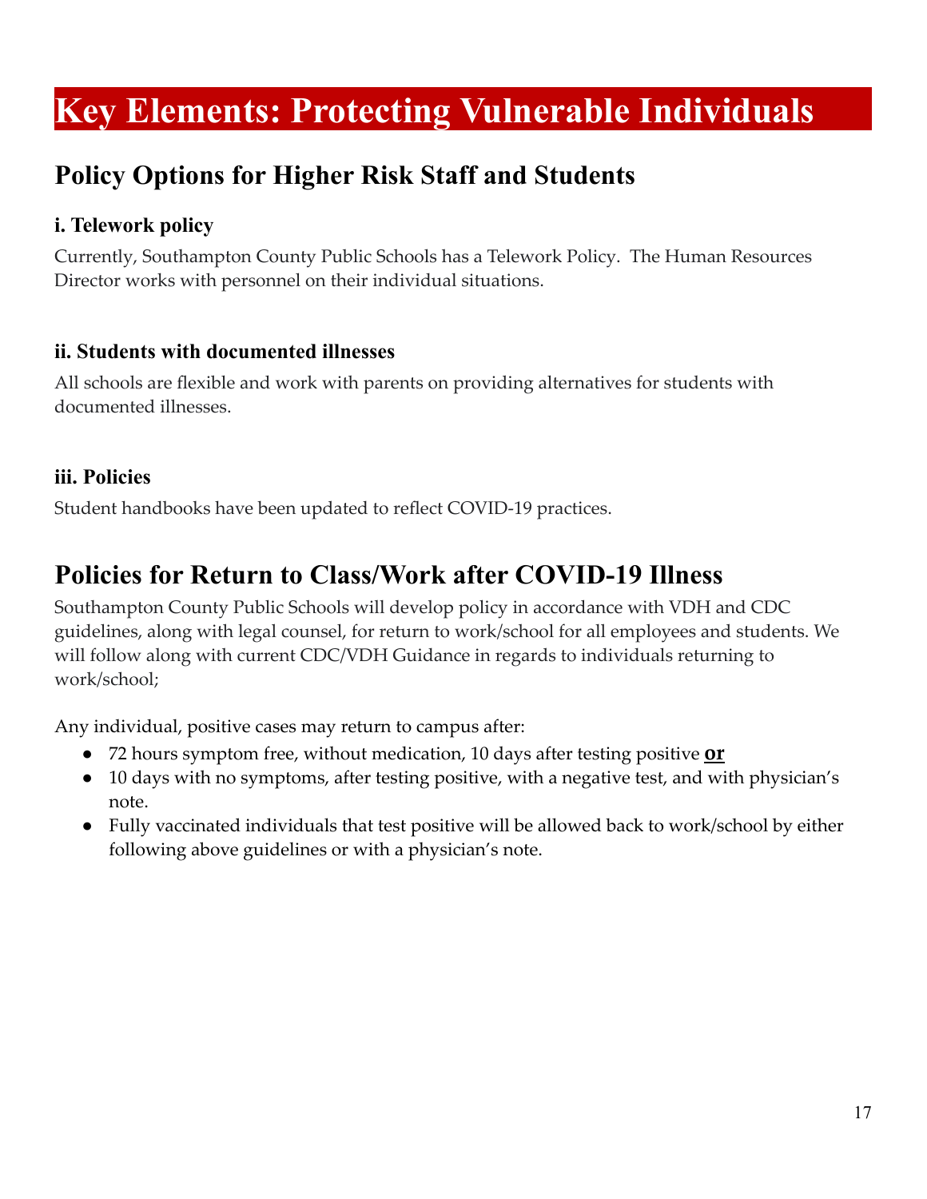# Key Elements: Protecting Vulnerable Individuals

## Policy Options for Higher Risk Staff and Students

### i. Telework policy

Currently, Southampton County Public Schools has a Telework Policy.  The Human Resources Director works with personnel on their individual situations.

### ii. Students with documented illnesses

All schools are flexible and work with parents on providing alternatives for students with documented illnesses.

### iii. Policies

Student handbooks have been updated to reflect COVID-19 practices.

## Policies for Return to Class/Work after COVID-19 Illness

Southampton County Public Schools will develop policy in accordance with VDH and CDC guidelines, along with legal counsel, for return to work/school for all employees and students. We will follow along with current CDC/VDH Guidance in regards to individuals returning to work/school;

Any individual, positive cases may return to campus after:

- 72 hours symptom free, without medication, 10 days after testing positive **or**
- 10 days with no symptoms, after testing positive, with a negative test, and with physician's note.
- Fully vaccinated individuals that test positive will be allowed back to work/school by either following above guidelines or with a physician's note.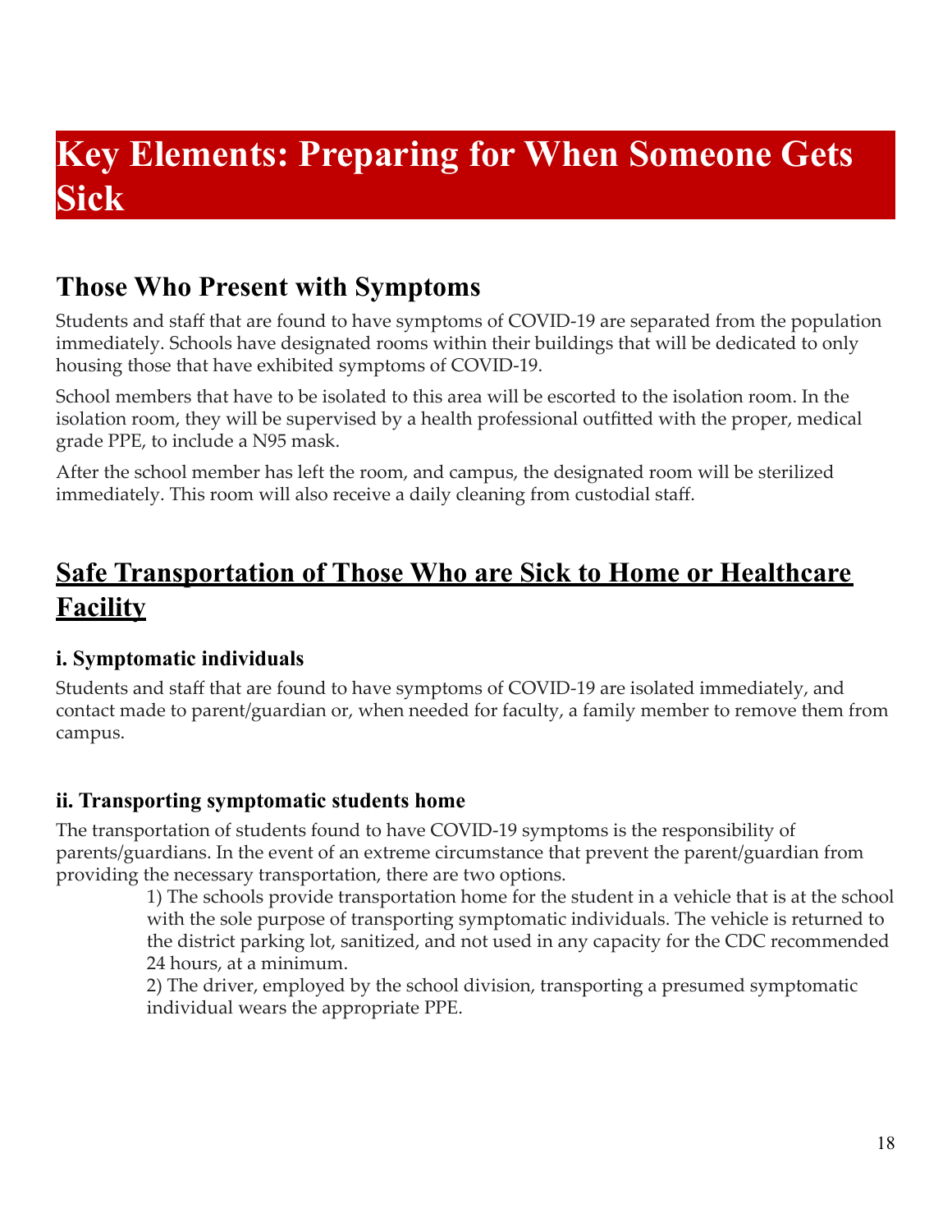# Key Elements: Preparing for When Someone Gets Sick

## Those Who Present with Symptoms

Students and staff that are found to have symptoms of COVID-19 are separated from the population immediately. Schools have designated rooms within their buildings that will be dedicated to only housing those that have exhibited symptoms of COVID-19.

School members that have to be isolated to this area will be escorted to the isolation room. In the isolation room, they will be supervised by a health professional outfitted with the proper, medical grade PPE, to include a N95 mask.

After the school member has left the room, and campus, the designated room will be sterilized immediately. This room will also receive a daily cleaning from custodial staff.

## Safe Transportation of Those Who are Sick to Home or Healthcare Facility

### i. Symptomatic individuals

Students and staff that are found to have symptoms of COVID-19 are isolated immediately, and contact made to parent/guardian or, when needed for faculty, a family member to remove them from campus.

### ii. Transporting symptomatic students home

The transportation of students found to have COVID-19 symptoms is the responsibility of parents/guardians. In the event of an extreme circumstance that prevent the parent/guardian from providing the necessary transportation, there are two options.

1) The schools provide transportation home for the student in a vehicle that is at the school with the sole purpose of transporting symptomatic individuals. The vehicle is returned to the district parking lot, sanitized, and not used in any capacity for the CDC recommended 24 hours, at a minimum.
2) The driver, employed by the school division, transporting a presumed symptomatic individual wears the appropriate PPE.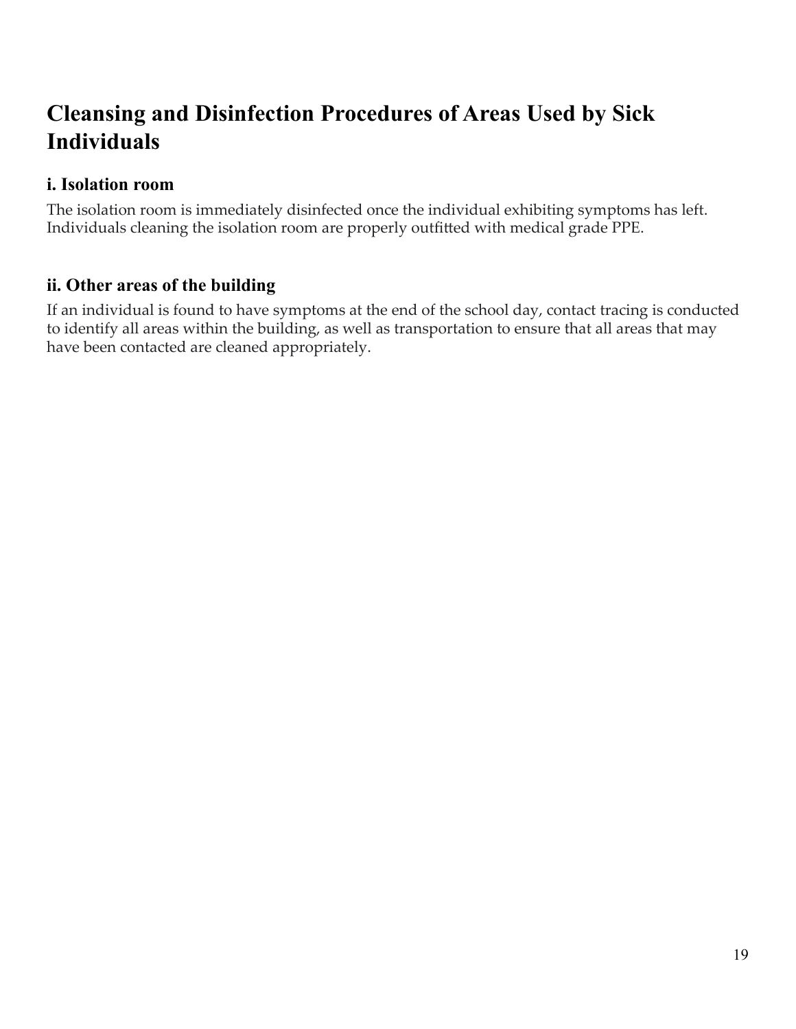## Cleansing and Disinfection Procedures of Areas Used by Sick Individuals

### i. Isolation room

The isolation room is immediately disinfected once the individual exhibiting symptoms has left. Individuals cleaning the isolation room are properly outfitted with medical grade PPE.

### ii. Other areas of the building

If an individual is found to have symptoms at the end of the school day, contact tracing is conducted to identify all areas within the building, as well as transportation to ensure that all areas that may have been contacted are cleaned appropriately.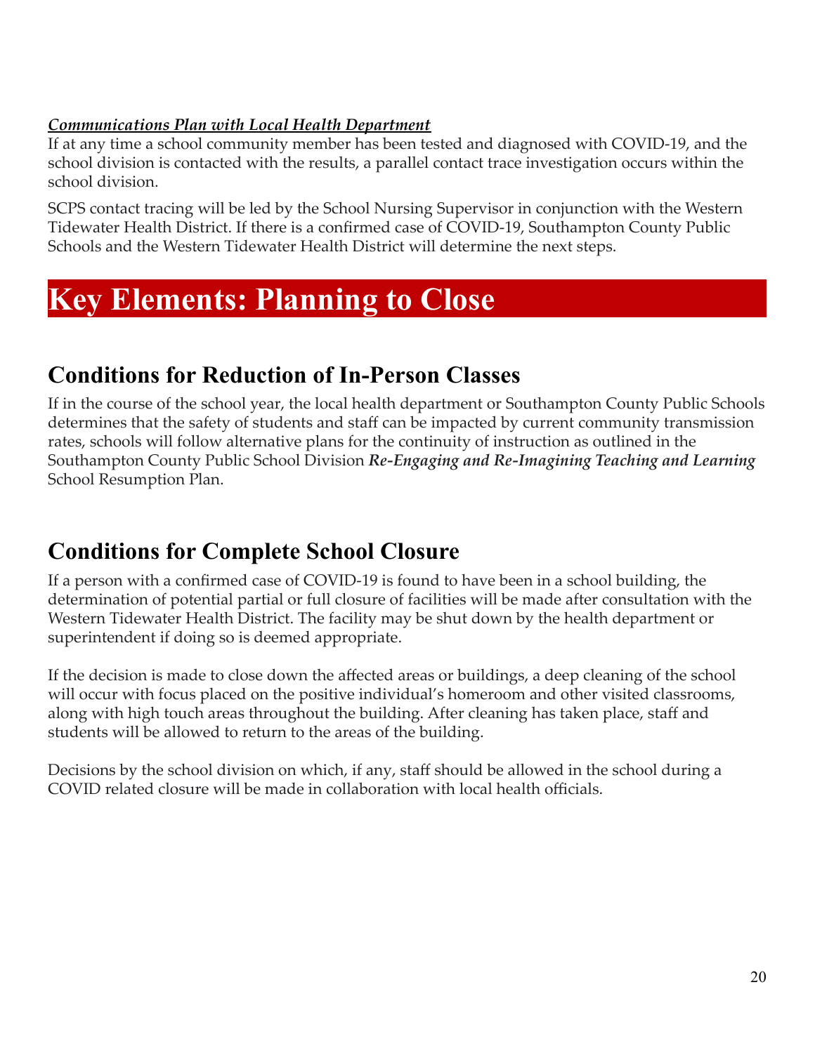***Communications Plan with Local Health Department***

If at any time a school community member has been tested and diagnosed with COVID-19, and the school division is contacted with the results, a parallel contact trace investigation occurs within the school division.

SCPS contact tracing will be led by the School Nursing Supervisor in conjunction with the Western Tidewater Health District. If there is a confirmed case of COVID-19, Southampton County Public Schools and the Western Tidewater Health District will determine the next steps.

# Key Elements: Planning to Close

## Conditions for Reduction of In-Person Classes

If in the course of the school year, the local health department or Southampton County Public Schools determines that the safety of students and staff can be impacted by current community transmission rates, schools will follow alternative plans for the continuity of instruction as outlined in the Southampton County Public School Division ***Re-Engaging and Re-Imagining Teaching and Learning*** School Resumption Plan.

## Conditions for Complete School Closure

If a person with a confirmed case of COVID-19 is found to have been in a school building, the determination of potential partial or full closure of facilities will be made after consultation with the Western Tidewater Health District. The facility may be shut down by the health department or superintendent if doing so is deemed appropriate.

If the decision is made to close down the affected areas or buildings, a deep cleaning of the school will occur with focus placed on the positive individual's homeroom and other visited classrooms, along with high touch areas throughout the building. After cleaning has taken place, staff and students will be allowed to return to the areas of the building.

Decisions by the school division on which, if any, staff should be allowed in the school during a COVID related closure will be made in collaboration with local health officials.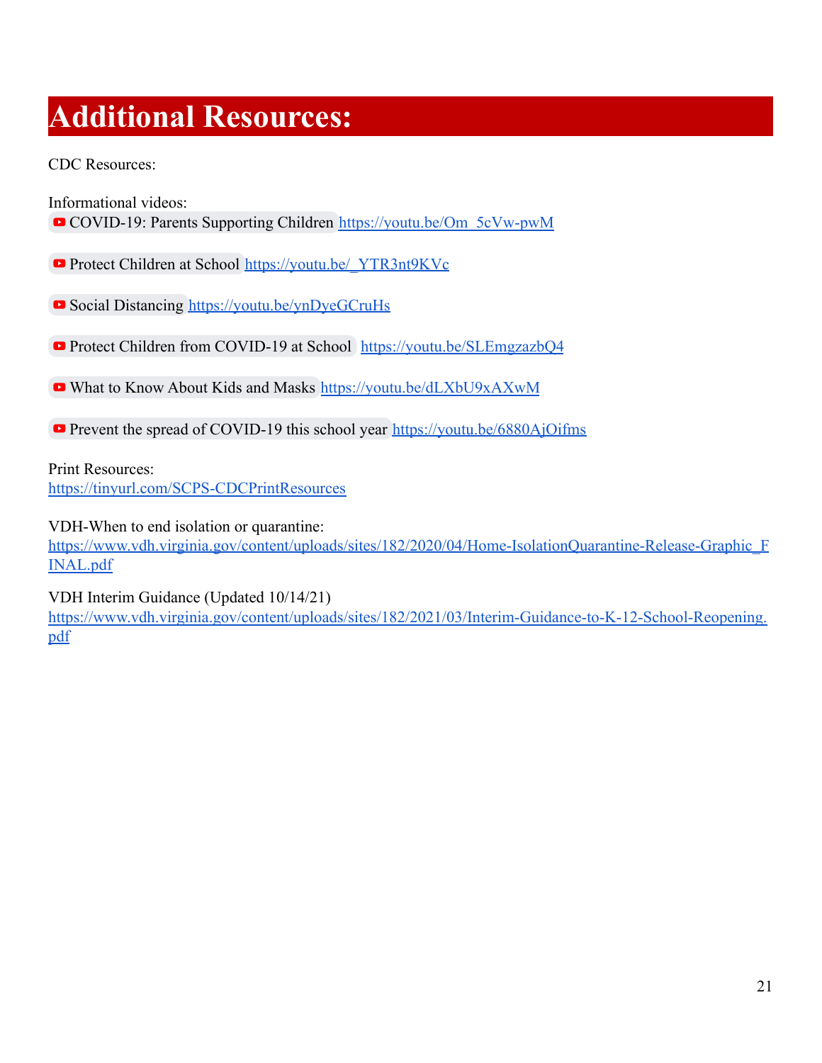# Additional Resources:

CDC Resources:

Informational videos:

COVID-19: Parents Supporting Children https://youtu.be/Om_5cVw-pwM

Protect Children at School https://youtu.be/_YTR3nt9KVc

Social Distancing https://youtu.be/ynDyeGCruHs

Protect Children from COVID-19 at School https://youtu.be/SLEmgzazbQ4

What to Know About Kids and Masks https://youtu.be/dLXbU9xAXwM

Prevent the spread of COVID-19 this school year https://youtu.be/6880AjOifms

Print Resources:
https://tinyurl.com/SCPS-CDCPrintResources

VDH-When to end isolation or quarantine:
https://www.vdh.virginia.gov/content/uploads/sites/182/2020/04/Home-IsolationQuarantine-Release-Graphic_FINAL.pdf

VDH Interim Guidance (Updated 10/14/21)
https://www.vdh.virginia.gov/content/uploads/sites/182/2021/03/Interim-Guidance-to-K-12-School-Reopening.pdf